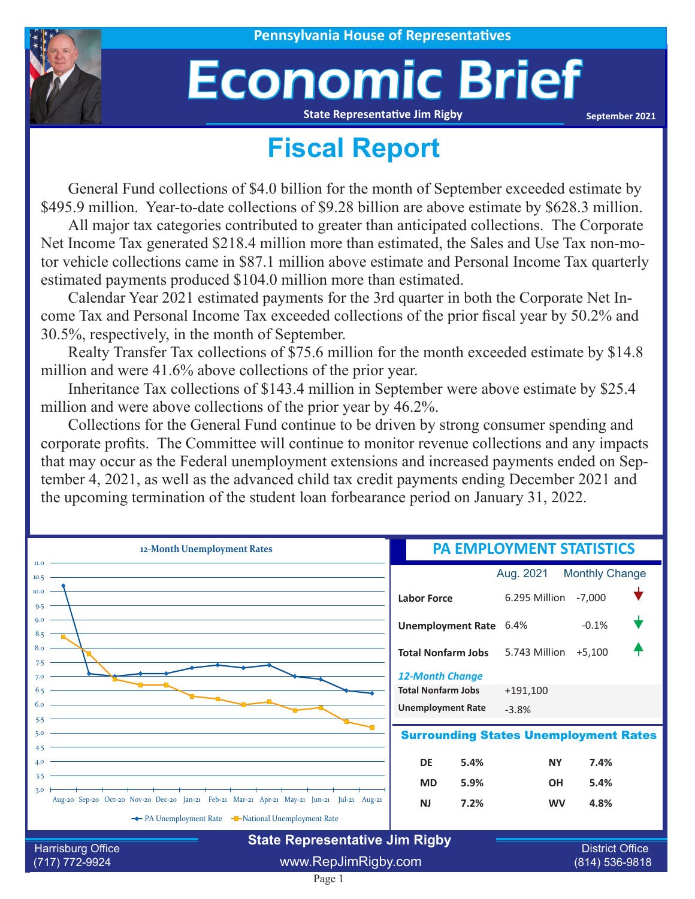Pennsylvania House of Representatives

# Economic Brief

State Representative Jim Rigby

September 2021

## Fiscal Report

General Fund collections of $4.0 billion for the month of September exceeded estimate by $495.9 million. Year-to-date collections of $9.28 billion are above estimate by $628.3 million.

All major tax categories contributed to greater than anticipated collections. The Corporate Net Income Tax generated $218.4 million more than estimated, the Sales and Use Tax non-motor vehicle collections came in $87.1 million above estimate and Personal Income Tax quarterly estimated payments produced $104.0 million more than estimated.

Calendar Year 2021 estimated payments for the 3rd quarter in both the Corporate Net Income Tax and Personal Income Tax exceeded collections of the prior fiscal year by 50.2% and 30.5%, respectively, in the month of September.

Realty Transfer Tax collections of $75.6 million for the month exceeded estimate by $14.8 million and were 41.6% above collections of the prior year.

Inheritance Tax collections of $143.4 million in September were above estimate by $25.4 million and were above collections of the prior year by 46.2%.

Collections for the General Fund continue to be driven by strong consumer spending and corporate profits. The Committee will continue to monitor revenue collections and any impacts that may occur as the Federal unemployment extensions and increased payments ended on September 4, 2021, as well as the advanced child tax credit payments ending December 2021 and the upcoming termination of the student loan forbearance period on January 31, 2022.

**12-Month Unemployment Rates**

11.0
10.5
10.0
9.5
9.0
8.5
8.0
7.5
7.0
6.5
6.0
5.5
5.0
4.5
4.0
3.5
3.0

Aug-20 Sep-20 Oct-20 Nov-20 Dec-20 Jan-21 Feb-21 Mar-21 Apr-21 May-21 Jun-21 Jul-21 Aug-21

PA Unemployment Rate — National Unemployment Rate

## PA EMPLOYMENT STATISTICS

| | Aug. 2021 | Monthly Change |
|---|---|---|
| **Labor Force** | 6.295 Million | -7,000 |
| **Unemployment Rate** | 6.4% | -0.1% |
| **Total Nonfarm Jobs** | 5.743 Million | +5,100 |

*12-Month Change*

| | |
|---|---|
| **Total Nonfarm Jobs** | +191,100 |
| **Unemployment Rate** | -3.8% |

### Surrounding States Unemployment Rates

| | | | |
|---|---|---|---|
| **DE** | **5.4%** | **NY** | **7.4%** |
| **MD** | **5.9%** | **OH** | **5.4%** |
| **NJ** | **7.2%** | **WV** | **4.8%** |

**State Representative Jim Rigby**

Harrisburg Office (717) 772-9924

www.RepJimRigby.com

District Office (814) 536-9818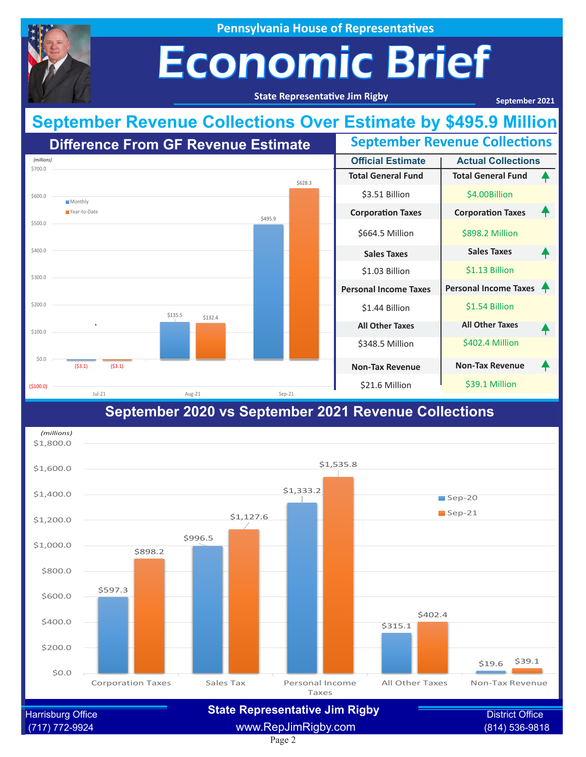Pennsylvania House of Representatives

# Economic Brief

State Representative Jim Rigby

September 2021

## September Revenue Collections Over Estimate by $495.9 Million

### Difference From GF Revenue Estimate

(millions)

$700.0
$600.0
$500.0
$400.0
$300.0
$200.0
$100.0
$0.0
($100.0)

Monthly
Year-to-Date

($3.1) ($3.1)
$135.5 $132.4
$495.9 $628.3

Jul-21
Aug-21
Sep-21

### September Revenue Collections

| Official Estimate | Actual Collections |
|---|---|
| **Total General Fund** | **Total General Fund** |
| $3.51 Billion | $4.00Billion |
| **Corporation Taxes** | **Corporation Taxes** |
| $664.5 Million | $898.2 Million |
| **Sales Taxes** | **Sales Taxes** |
| $1.03 Billion | $1.13 Billion |
| **Personal Income Taxes** | **Personal Income Taxes** |
| $1.44 Billion | $1.54 Billion |
| **All Other Taxes** | **All Other Taxes** |
| $348.5 Million | $402.4 Million |
| **Non-Tax Revenue** | **Non-Tax Revenue** |
| $21.6 Million | $39.1 Million |

### September 2020 vs September 2021 Revenue Collections

(millions)

$1,800.0
$1,600.0
$1,400.0
$1,200.0
$1,000.0
$800.0
$600.0
$400.0
$200.0
$0.0

Sep-20
Sep-21

Corporation Taxes: $597.3 $898.2
Sales Tax: $996.5 $1,127.6
Personal Income Taxes: $1,333.2 $1,535.8
All Other Taxes: $315.1 $402.4
Non-Tax Revenue: $19.6 $39.1

Harrisburg Office
(717) 772-9924

**State Representative Jim Rigby**
www.RepJimRigby.com

District Office
(814) 536-9818